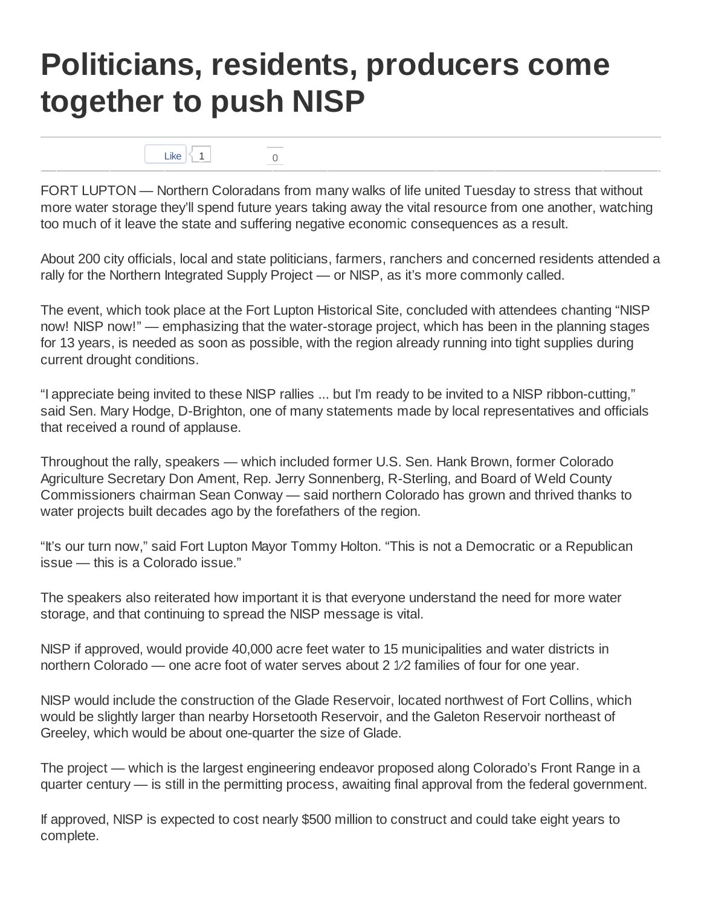# Politicians, residents, producers come together to push NISP

FORT LUPTON — Northern Coloradans from many walks of life united Tuesday to stress that without more water storage they'll spend future years taking away the vital resource from one another, watching too much of it leave the state and suffering negative economic consequences as a result.

About 200 city officials, local and state politicians, farmers, ranchers and concerned residents attended a rally for the Northern Integrated Supply Project — or NISP, as it's more commonly called.

The event, which took place at the Fort Lupton Historical Site, concluded with attendees chanting "NISP now! NISP now!" — emphasizing that the water-storage project, which has been in the planning stages for 13 years, is needed as soon as possible, with the region already running into tight supplies during current drought conditions.

"I appreciate being invited to these NISP rallies ... but I'm ready to be invited to a NISP ribbon-cutting," said Sen. Mary Hodge, D-Brighton, one of many statements made by local representatives and officials that received a round of applause.

Throughout the rally, speakers — which included former U.S. Sen. Hank Brown, former Colorado Agriculture Secretary Don Ament, Rep. Jerry Sonnenberg, R-Sterling, and Board of Weld County Commissioners chairman Sean Conway — said northern Colorado has grown and thrived thanks to water projects built decades ago by the forefathers of the region.

"It's our turn now," said Fort Lupton Mayor Tommy Holton. "This is not a Democratic or a Republican issue — this is a Colorado issue."

The speakers also reiterated how important it is that everyone understand the need for more water storage, and that continuing to spread the NISP message is vital.

NISP if approved, would provide 40,000 acre feet water to 15 municipalities and water districts in northern Colorado — one acre foot of water serves about 2 1⁄2 families of four for one year.

NISP would include the construction of the Glade Reservoir, located northwest of Fort Collins, which would be slightly larger than nearby Horsetooth Reservoir, and the Galeton Reservoir northeast of Greeley, which would be about one-quarter the size of Glade.

The project — which is the largest engineering endeavor proposed along Colorado's Front Range in a quarter century — is still in the permitting process, awaiting final approval from the federal government.

If approved, NISP is expected to cost nearly $500 million to construct and could take eight years to complete.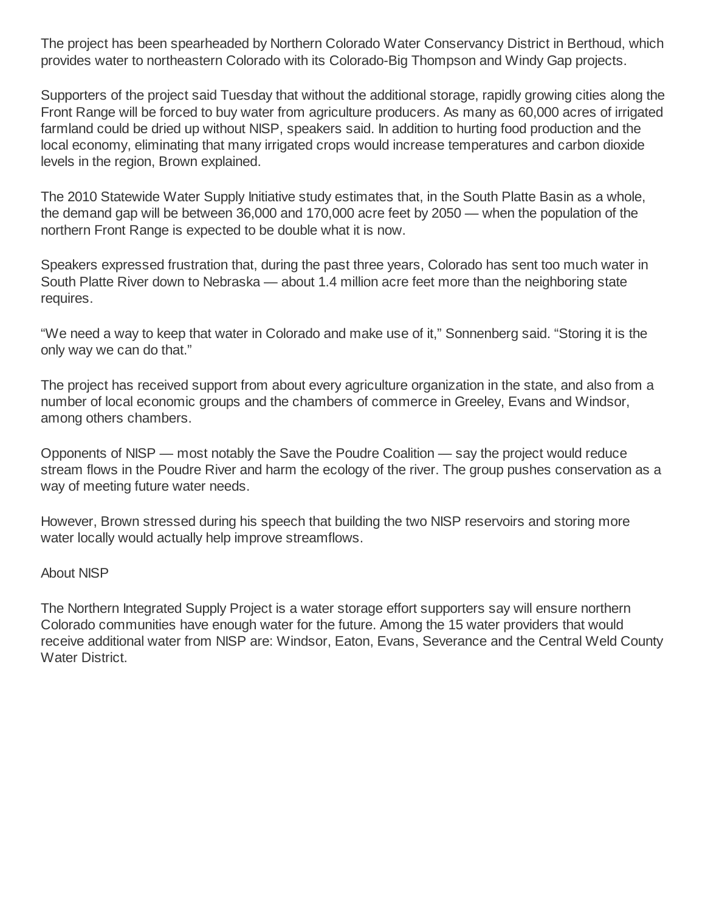The project has been spearheaded by Northern Colorado Water Conservancy District in Berthoud, which provides water to northeastern Colorado with its Colorado-Big Thompson and Windy Gap projects.

Supporters of the project said Tuesday that without the additional storage, rapidly growing cities along the Front Range will be forced to buy water from agriculture producers. As many as 60,000 acres of irrigated farmland could be dried up without NISP, speakers said. In addition to hurting food production and the local economy, eliminating that many irrigated crops would increase temperatures and carbon dioxide levels in the region, Brown explained.

The 2010 Statewide Water Supply Initiative study estimates that, in the South Platte Basin as a whole, the demand gap will be between 36,000 and 170,000 acre feet by 2050 — when the population of the northern Front Range is expected to be double what it is now.

Speakers expressed frustration that, during the past three years, Colorado has sent too much water in South Platte River down to Nebraska — about 1.4 million acre feet more than the neighboring state requires.

“We need a way to keep that water in Colorado and make use of it,” Sonnenberg said. “Storing it is the only way we can do that.”

The project has received support from about every agriculture organization in the state, and also from a number of local economic groups and the chambers of commerce in Greeley, Evans and Windsor, among others chambers.

Opponents of NISP — most notably the Save the Poudre Coalition — say the project would reduce stream flows in the Poudre River and harm the ecology of the river. The group pushes conservation as a way of meeting future water needs.

However, Brown stressed during his speech that building the two NISP reservoirs and storing more water locally would actually help improve streamflows.

About NISP

The Northern Integrated Supply Project is a water storage effort supporters say will ensure northern Colorado communities have enough water for the future. Among the 15 water providers that would receive additional water from NISP are: Windsor, Eaton, Evans, Severance and the Central Weld County Water District.